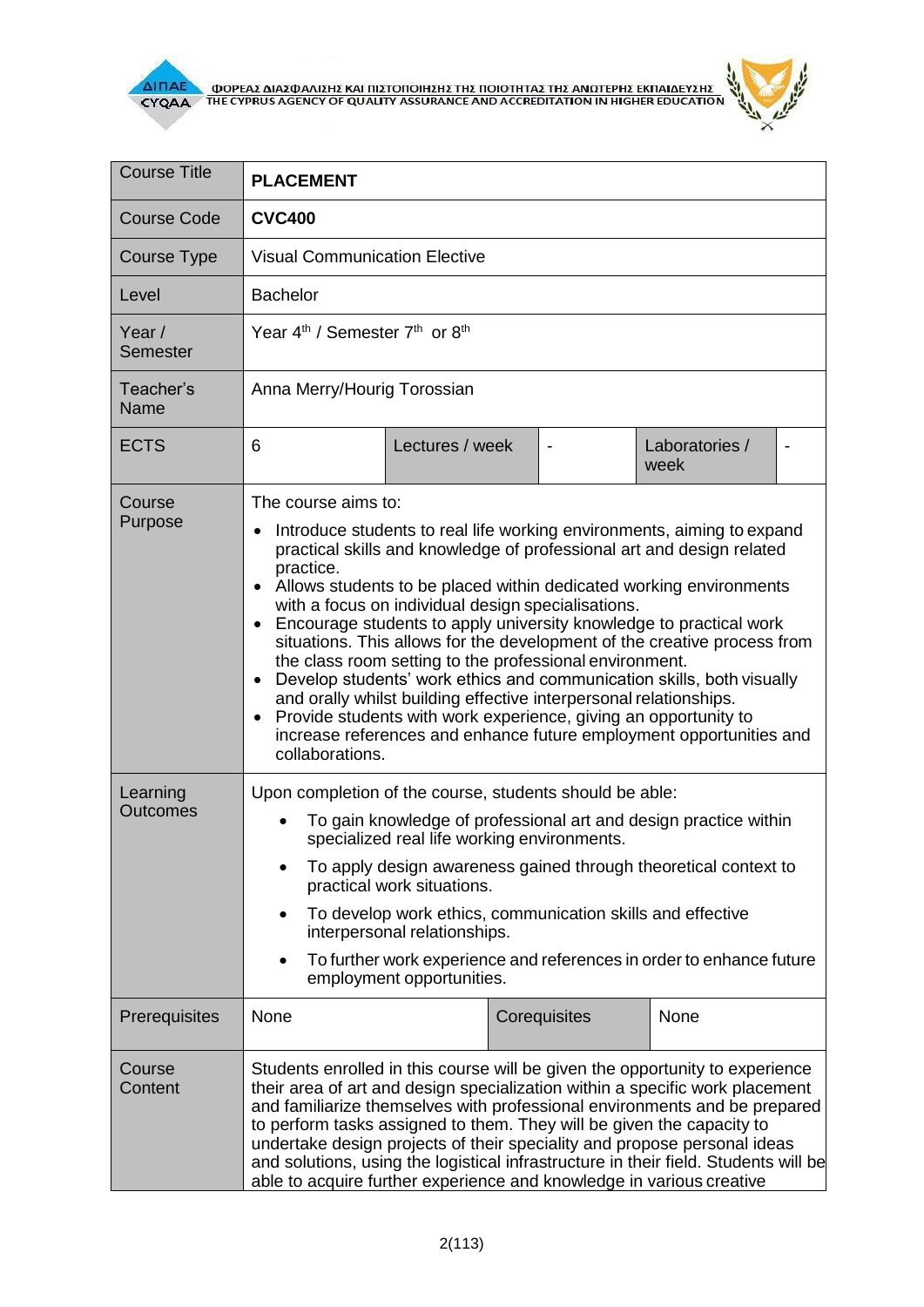| Course Title | **PLACEMENT** | | | | |
|---|---|---|---|---|---|
| Course Code | **CVC400** | | | | |
| Course Type | Visual Communication Elective | | | | |
| Level | Bachelor | | | | |
| Year / Semester | Year 4th / Semester 7th or 8th | | | | |
| Teacher's Name | Anna Merry/Hourig Torossian | | | | |
| ECTS | 6 | Lectures / week | - | Laboratories / week | - |
| Course Purpose | The course aims to:<br>• Introduce students to real life working environments, aiming to expand practical skills and knowledge of professional art and design related practice.<br>• Allows students to be placed within dedicated working environments with a focus on individual design specialisations.<br>• Encourage students to apply university knowledge to practical work situations. This allows for the development of the creative process from the class room setting to the professional environment.<br>• Develop students' work ethics and communication skills, both visually and orally whilst building effective interpersonal relationships.<br>• Provide students with work experience, giving an opportunity to increase references and enhance future employment opportunities and collaborations. | | | | |
| Learning Outcomes | Upon completion of the course, students should be able:<br>• To gain knowledge of professional art and design practice within specialized real life working environments.<br>• To apply design awareness gained through theoretical context to practical work situations.<br>• To develop work ethics, communication skills and effective interpersonal relationships.<br>• To further work experience and references in order to enhance future employment opportunities. | | | | |
| Prerequisites | None | | Corequisites | None | |
| Course Content | Students enrolled in this course will be given the opportunity to experience their area of art and design specialization within a specific work placement and familiarize themselves with professional environments and be prepared to perform tasks assigned to them. They will be given the capacity to undertake design projects of their speciality and propose personal ideas and solutions, using the logistical infrastructure in their field. Students will be able to acquire further experience and knowledge in various creative | | | | |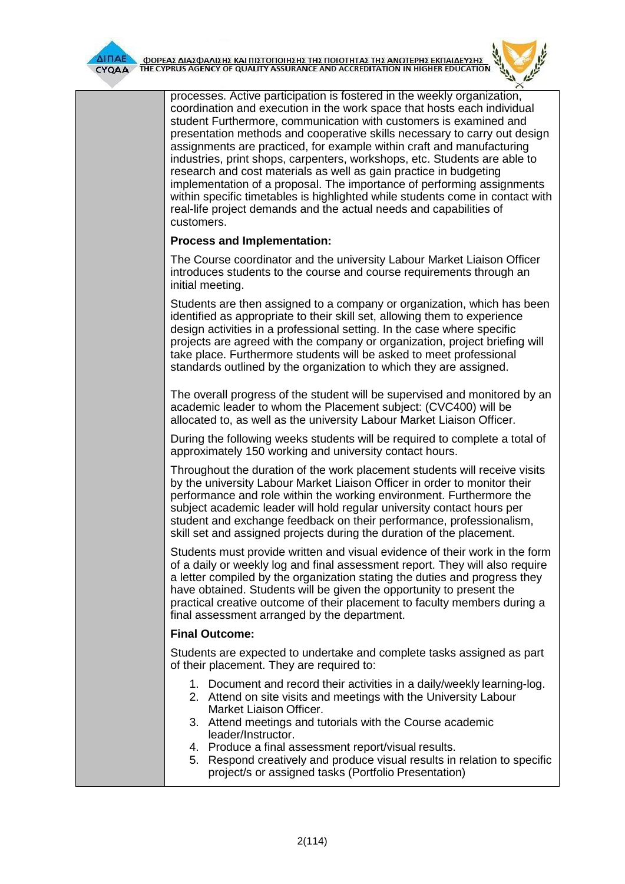processes. Active participation is fostered in the weekly organization, coordination and execution in the work space that hosts each individual student Furthermore, communication with customers is examined and presentation methods and cooperative skills necessary to carry out design assignments are practiced, for example within craft and manufacturing industries, print shops, carpenters, workshops, etc. Students are able to research and cost materials as well as gain practice in budgeting implementation of a proposal. The importance of performing assignments within specific timetables is highlighted while students come in contact with real-life project demands and the actual needs and capabilities of customers.

**Process and Implementation:**

The Course coordinator and the university Labour Market Liaison Officer introduces students to the course and course requirements through an initial meeting.

Students are then assigned to a company or organization, which has been identified as appropriate to their skill set, allowing them to experience design activities in a professional setting. In the case where specific projects are agreed with the company or organization, project briefing will take place. Furthermore students will be asked to meet professional standards outlined by the organization to which they are assigned.

The overall progress of the student will be supervised and monitored by an academic leader to whom the Placement subject: (CVC400) will be allocated to, as well as the university Labour Market Liaison Officer.

During the following weeks students will be required to complete a total of approximately 150 working and university contact hours.

Throughout the duration of the work placement students will receive visits by the university Labour Market Liaison Officer in order to monitor their performance and role within the working environment. Furthermore the subject academic leader will hold regular university contact hours per student and exchange feedback on their performance, professionalism, skill set and assigned projects during the duration of the placement.

Students must provide written and visual evidence of their work in the form of a daily or weekly log and final assessment report. They will also require a letter compiled by the organization stating the duties and progress they have obtained. Students will be given the opportunity to present the practical creative outcome of their placement to faculty members during a final assessment arranged by the department.

**Final Outcome:**

Students are expected to undertake and complete tasks assigned as part of their placement. They are required to:

1. Document and record their activities in a daily/weekly learning-log.
2. Attend on site visits and meetings with the University Labour Market Liaison Officer.
3. Attend meetings and tutorials with the Course academic leader/Instructor.
4. Produce a final assessment report/visual results.
5. Respond creatively and produce visual results in relation to specific project/s or assigned tasks (Portfolio Presentation)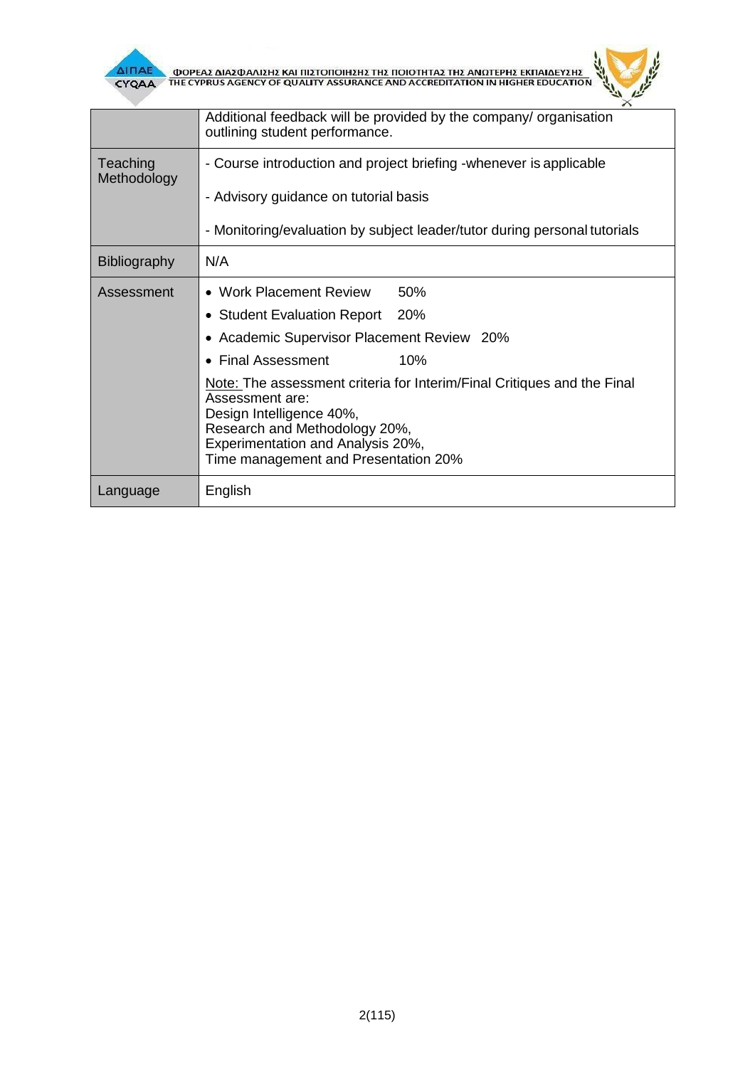| | |
|---|---|
| | Additional feedback will be provided by the company/ organisation outlining student performance. |
| Teaching Methodology | - Course introduction and project briefing -whenever is applicable<br><br>- Advisory guidance on tutorial basis<br><br>- Monitoring/evaluation by subject leader/tutor during personal tutorials |
| Bibliography | N/A |
| Assessment | • Work Placement Review 50%<br>• Student Evaluation Report 20%<br>• Academic Supervisor Placement Review 20%<br>• Final Assessment 10%<br><br>Note: The assessment criteria for Interim/Final Critiques and the Final Assessment are:<br>Design Intelligence 40%,<br>Research and Methodology 20%,<br>Experimentation and Analysis 20%,<br>Time management and Presentation 20% |
| Language | English |